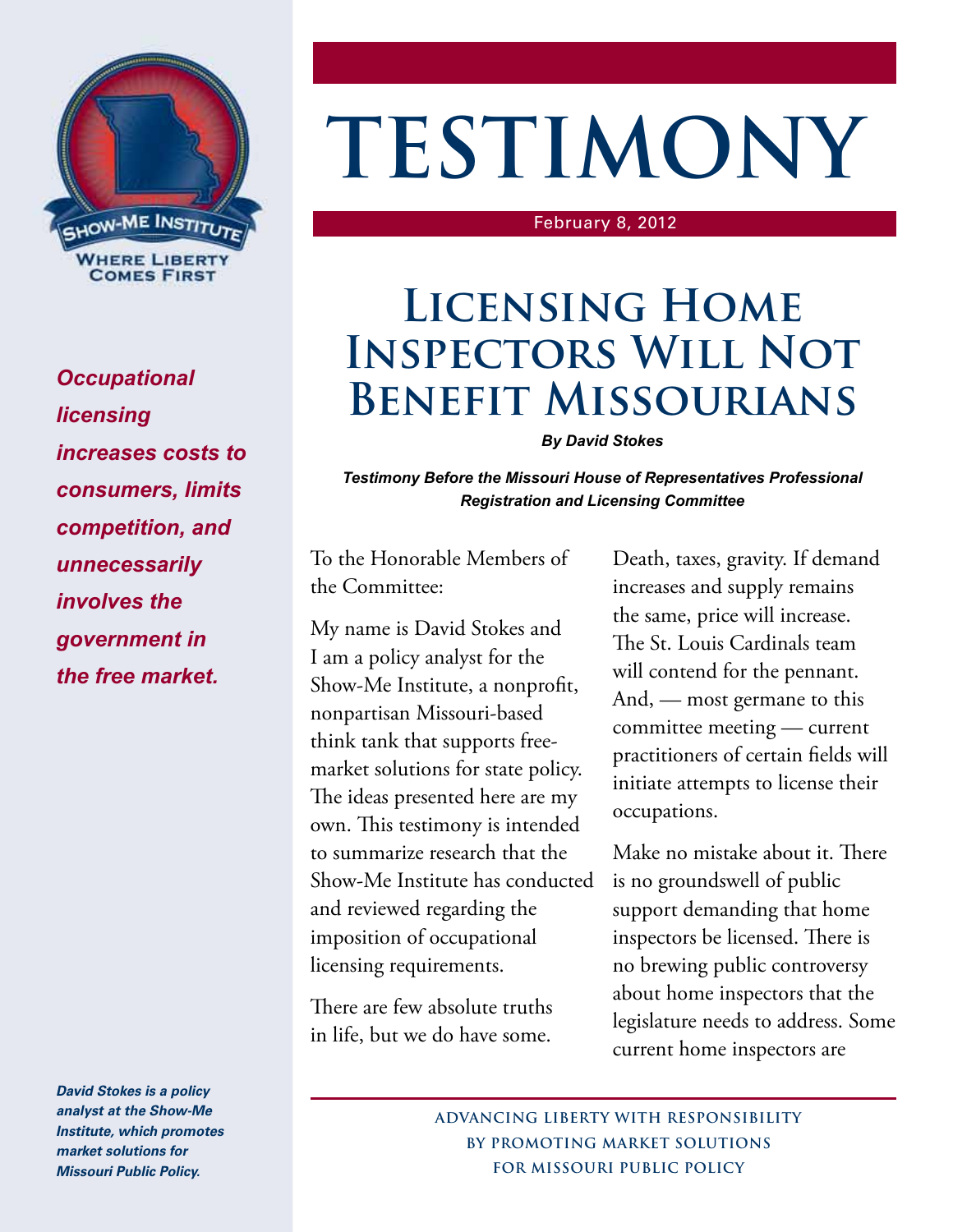SHOW-ME INSTITUTE

WHERE LIBERTY COMES FIRST

# TESTIMONY

February 8, 2012

# Licensing Home Inspectors Will Not Benefit Missourians

***By David Stokes***

***Testimony Before the Missouri House of Representatives Professional Registration and Licensing Committee***

***Occupational licensing increases costs to consumers, limits competition, and unnecessarily involves the government in the free market.***

To the Honorable Members of the Committee:

My name is David Stokes and I am a policy analyst for the Show-Me Institute, a nonprofit, nonpartisan Missouri-based think tank that supports free-market solutions for state policy. The ideas presented here are my own. This testimony is intended to summarize research that the Show-Me Institute has conducted and reviewed regarding the imposition of occupational licensing requirements.

There are few absolute truths in life, but we do have some. Death, taxes, gravity. If demand increases and supply remains the same, price will increase. The St. Louis Cardinals team will contend for the pennant. And, — most germane to this committee meeting — current practitioners of certain fields will initiate attempts to license their occupations.

Make no mistake about it. There is no groundswell of public support demanding that home inspectors be licensed. There is no brewing public controversy about home inspectors that the legislature needs to address. Some current home inspectors are

***David Stokes is a policy analyst at the Show-Me Institute, which promotes market solutions for Missouri Public Policy.***

**ADVANCING LIBERTY WITH RESPONSIBILITY BY PROMOTING MARKET SOLUTIONS FOR MISSOURI PUBLIC POLICY**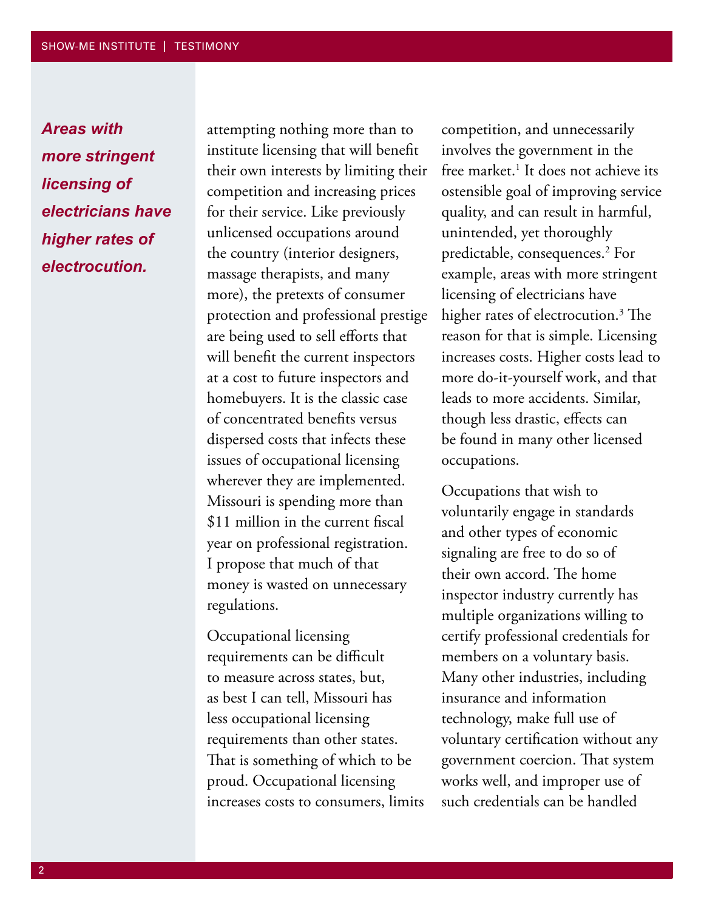*Areas with more stringent licensing of electricians have higher rates of electrocution.*

attempting nothing more than to institute licensing that will benefit their own interests by limiting their competition and increasing prices for their service. Like previously unlicensed occupations around the country (interior designers, massage therapists, and many more), the pretexts of consumer protection and professional prestige are being used to sell efforts that will benefit the current inspectors at a cost to future inspectors and homebuyers. It is the classic case of concentrated benefits versus dispersed costs that infects these issues of occupational licensing wherever they are implemented. Missouri is spending more than $11 million in the current fiscal year on professional registration. I propose that much of that money is wasted on unnecessary regulations.

Occupational licensing requirements can be difficult to measure across states, but, as best I can tell, Missouri has less occupational licensing requirements than other states. That is something of which to be proud. Occupational licensing increases costs to consumers, limits competition, and unnecessarily involves the government in the free market.[1] It does not achieve its ostensible goal of improving service quality, and can result in harmful, unintended, yet thoroughly predictable, consequences.[2] For example, areas with more stringent licensing of electricians have higher rates of electrocution.[3] The reason for that is simple. Licensing increases costs. Higher costs lead to more do-it-yourself work, and that leads to more accidents. Similar, though less drastic, effects can be found in many other licensed occupations.

Occupations that wish to voluntarily engage in standards and other types of economic signaling are free to do so of their own accord. The home inspector industry currently has multiple organizations willing to certify professional credentials for members on a voluntary basis. Many other industries, including insurance and information technology, make full use of voluntary certification without any government coercion. That system works well, and improper use of such credentials can be handled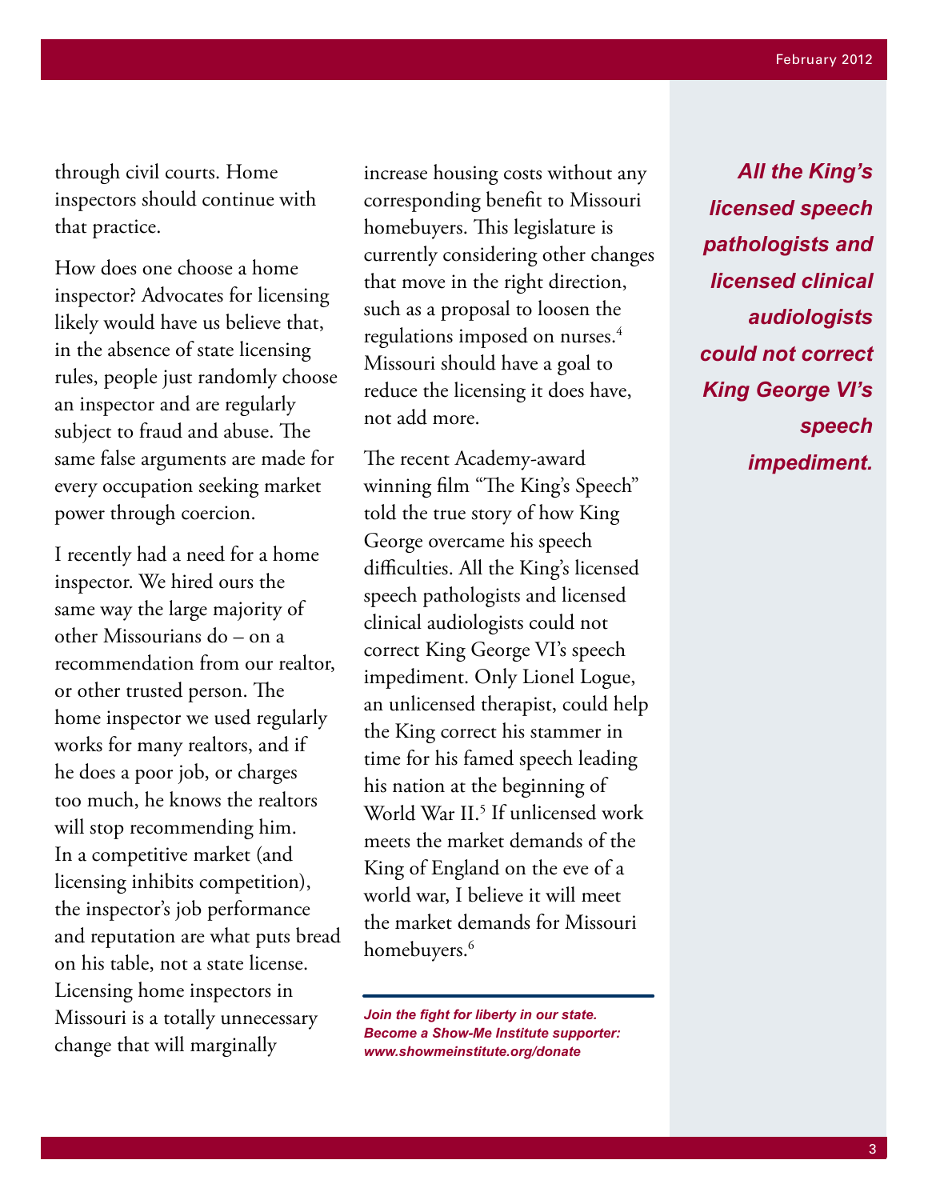through civil courts. Home inspectors should continue with that practice.

How does one choose a home inspector? Advocates for licensing likely would have us believe that, in the absence of state licensing rules, people just randomly choose an inspector and are regularly subject to fraud and abuse. The same false arguments are made for every occupation seeking market power through coercion.

I recently had a need for a home inspector. We hired ours the same way the large majority of other Missourians do – on a recommendation from our realtor, or other trusted person. The home inspector we used regularly works for many realtors, and if he does a poor job, or charges too much, he knows the realtors will stop recommending him. In a competitive market (and licensing inhibits competition), the inspector's job performance and reputation are what puts bread on his table, not a state license. Licensing home inspectors in Missouri is a totally unnecessary change that will marginally increase housing costs without any corresponding benefit to Missouri homebuyers. This legislature is currently considering other changes that move in the right direction, such as a proposal to loosen the regulations imposed on nurses.[4] Missouri should have a goal to reduce the licensing it does have, not add more.

The recent Academy-award winning film "The King's Speech" told the true story of how King George overcame his speech difficulties. All the King's licensed speech pathologists and licensed clinical audiologists could not correct King George VI's speech impediment. Only Lionel Logue, an unlicensed therapist, could help the King correct his stammer in time for his famed speech leading his nation at the beginning of World War II.[5] If unlicensed work meets the market demands of the King of England on the eve of a world war, I believe it will meet the market demands for Missouri homebuyers.[6]

***Join the fight for liberty in our state. Become a Show-Me Institute supporter: www.showmeinstitute.org/donate***

***All the King's licensed speech pathologists and licensed clinical audiologists could not correct King George VI's speech impediment.***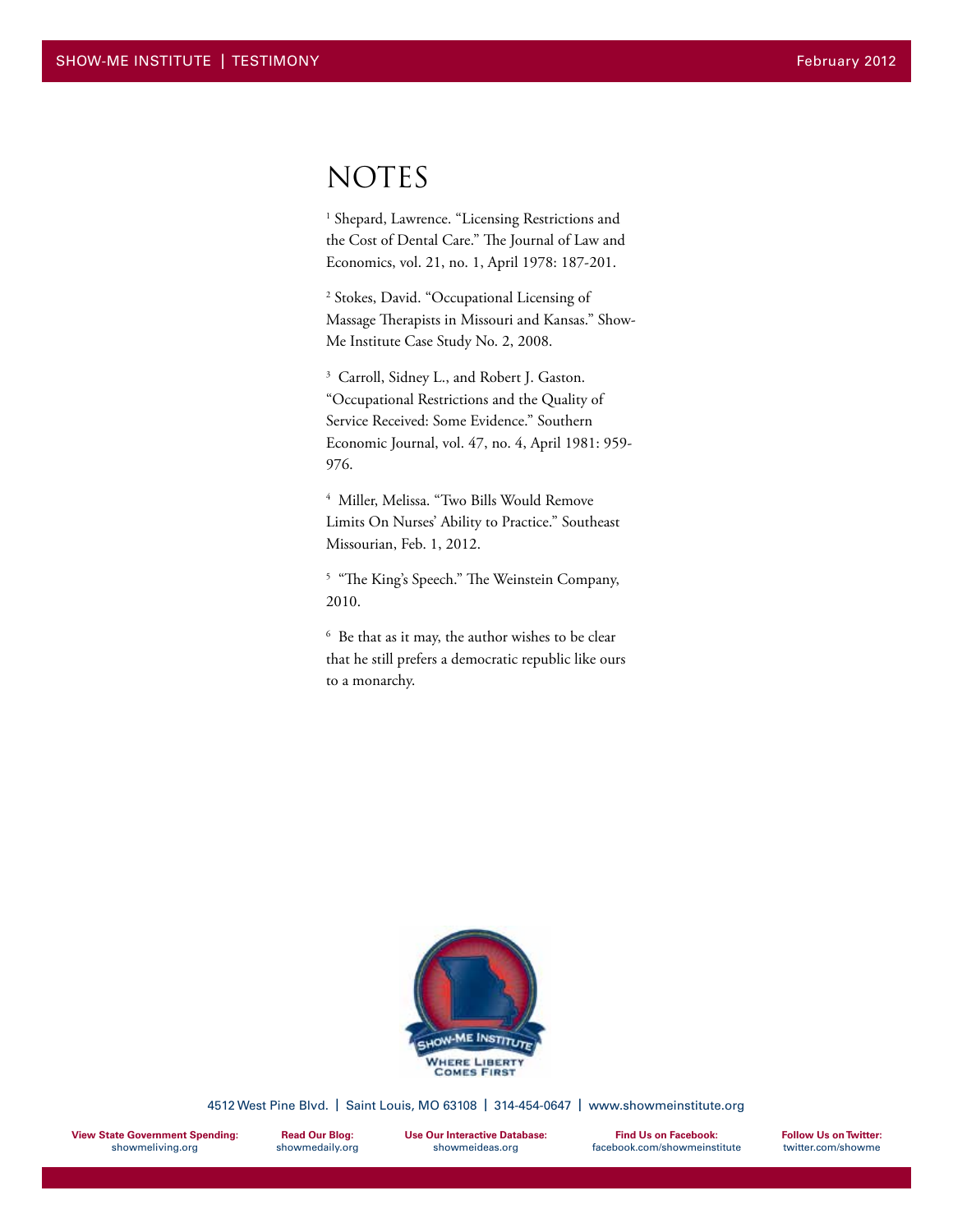# NOTES

[1] Shepard, Lawrence. "Licensing Restrictions and the Cost of Dental Care." The Journal of Law and Economics, vol. 21, no. 1, April 1978: 187-201.

[2] Stokes, David. "Occupational Licensing of Massage Therapists in Missouri and Kansas." Show-Me Institute Case Study No. 2, 2008.

[3] Carroll, Sidney L., and Robert J. Gaston. "Occupational Restrictions and the Quality of Service Received: Some Evidence." Southern Economic Journal, vol. 47, no. 4, April 1981: 959-976.

[4] Miller, Melissa. "Two Bills Would Remove Limits On Nurses' Ability to Practice." Southeast Missourian, Feb. 1, 2012.

[5] "The King's Speech." The Weinstein Company, 2010.

[6] Be that as it may, the author wishes to be clear that he still prefers a democratic republic like ours to a monarchy.

4512 West Pine Blvd. | Saint Louis, MO 63108 | 314-454-0647 | www.showmeinstitute.org

**View State Government Spending:** showmeliving.org

**Read Our Blog:** showmedaily.org

**Use Our Interactive Database:** showmeideas.org

**Find Us on Facebook:** facebook.com/showmeinstitute

**Follow Us on Twitter:** twitter.com/showme